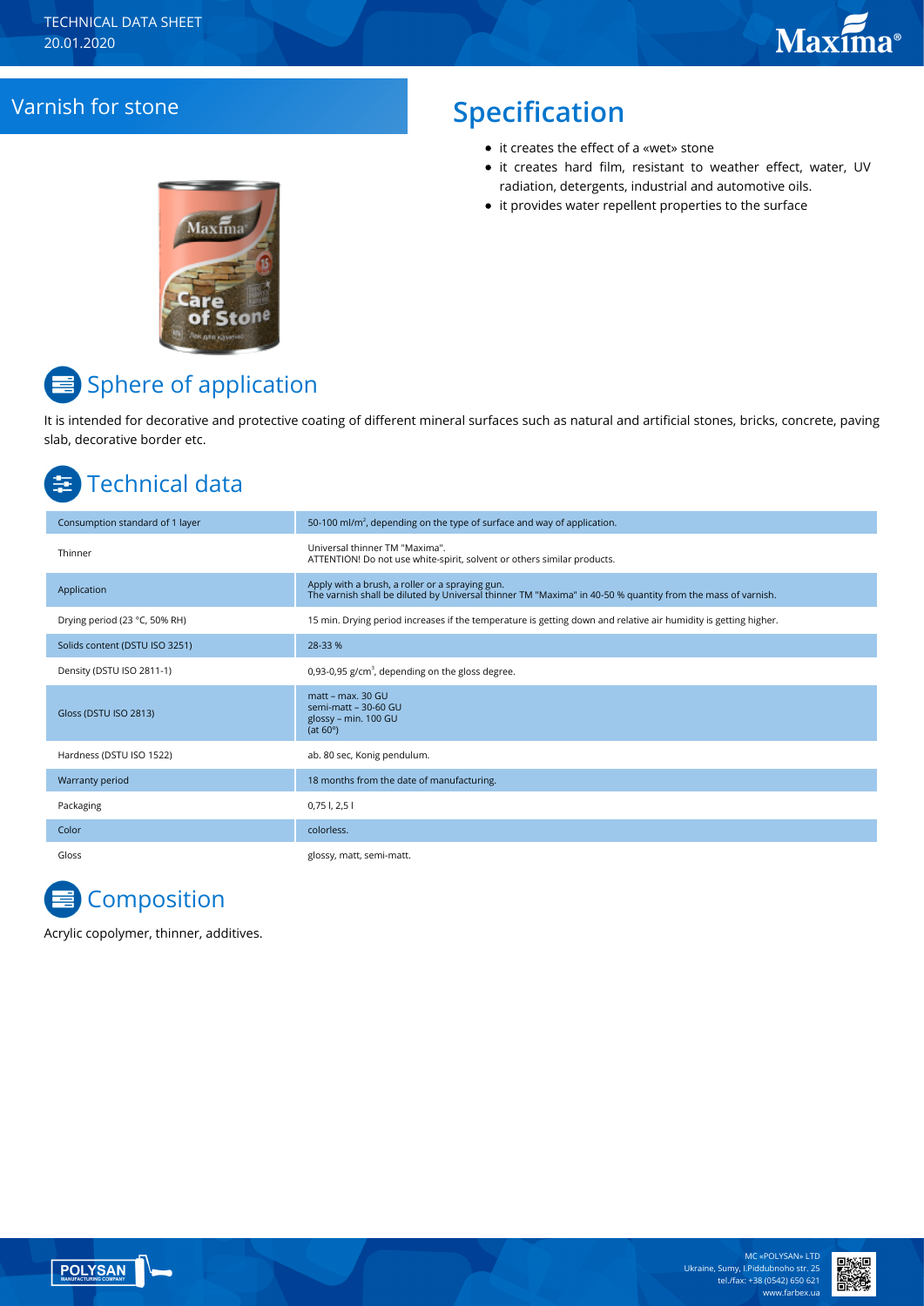TECHNICAL DATA SHEET
20.01.2020

# Varnish for stone

## Specification

- it creates the effect of a «wet» stone
- it creates hard film, resistant to weather effect, water, UV radiation, detergents, industrial and automotive oils.
- it provides water repellent properties to the surface

## Sphere of application

It is intended for decorative and protective coating of different mineral surfaces such as natural and artificial stones, bricks, concrete, paving slab, decorative border etc.

## Technical data

| | |
|---|---|
| Consumption standard of 1 layer | 50-100 ml/m$^2$, depending on the type of surface and way of application. |
| Thinner | Universal thinner TM "Maxima".<br>ATTENTION! Do not use white-spirit, solvent or others similar products. |
| Application | Apply with a brush, a roller or a spraying gun.<br>The varnish shall be diluted by Universal thinner TM "Maxima" in 40-50 % quantity from the mass of varnish. |
| Drying period (23 °C, 50% RH) | 15 min. Drying period increases if the temperature is getting down and relative air humidity is getting higher. |
| Solids content (DSTU ISO 3251) | 28-33 % |
| Density (DSTU ISO 2811-1) | 0,93-0,95 g/cm$^3$, depending on the gloss degree. |
| Gloss (DSTU ISO 2813) | matt – max. 30 GU<br>semi-matt – 30-60 GU<br>glossy – min. 100 GU<br>(at 60°) |
| Hardness (DSTU ISO 1522) | ab. 80 sec, Konig pendulum. |
| Warranty period | 18 months from the date of manufacturing. |
| Packaging | 0,75 l, 2,5 l |
| Color | colorless. |
| Gloss | glossy, matt, semi-matt. |

## Composition

Acrylic copolymer, thinner, additives.

MC «POLYSAN» LTD
Ukraine, Sumy, I.Piddubnoho str. 25
tel./fax: +38 (0542) 650 621
www.farbex.ua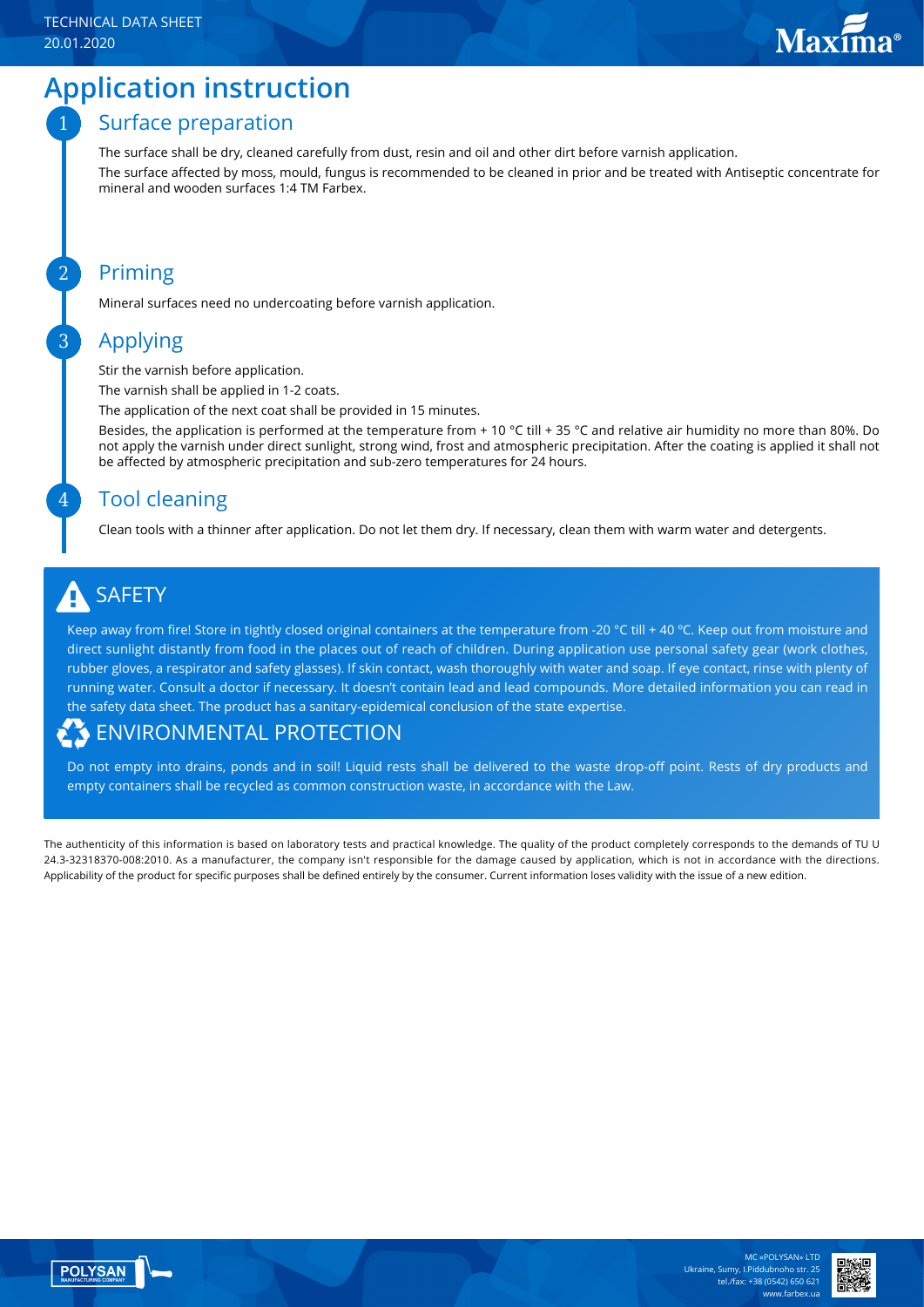# Application instruction

## 1 Surface preparation

The surface shall be dry, cleaned carefully from dust, resin and oil and other dirt before varnish application.

The surface affected by moss, mould, fungus is recommended to be cleaned in prior and be treated with Antiseptic concentrate for mineral and wooden surfaces 1:4 TM Farbex.

## 2 Priming

Mineral surfaces need no undercoating before varnish application.

## 3 Applying

Stir the varnish before application.

The varnish shall be applied in 1-2 coats.

The application of the next coat shall be provided in 15 minutes.

Besides, the application is performed at the temperature from + 10 °C till + 35 °C and relative air humidity no more than 80%. Do not apply the varnish under direct sunlight, strong wind, frost and atmospheric precipitation. After the coating is applied it shall not be affected by atmospheric precipitation and sub-zero temperatures for 24 hours.

## 4 Tool cleaning

Clean tools with a thinner after application. Do not let them dry. If necessary, clean them with warm water and detergents.

## SAFETY

Keep away from fire! Store in tightly closed original containers at the temperature from -20 °C till + 40 ºC. Keep out from moisture and direct sunlight distantly from food in the places out of reach of children. During application use personal safety gear (work clothes, rubber gloves, a respirator and safety glasses). If skin contact, wash thoroughly with water and soap. If eye contact, rinse with plenty of running water. Consult a doctor if necessary. It doesn't contain lead and lead compounds. More detailed information you can read in the safety data sheet. The product has a sanitary-epidemical conclusion of the state expertise.

## ENVIRONMENTAL PROTECTION

Do not empty into drains, ponds and in soil! Liquid rests shall be delivered to the waste drop-off point. Rests of dry products and empty containers shall be recycled as common construction waste, in accordance with the Law.

The authenticity of this information is based on laboratory tests and practical knowledge. The quality of the product completely corresponds to the demands of TU U 24.3-32318370-008:2010. As a manufacturer, the company isn't responsible for the damage caused by application, which is not in accordance with the directions. Applicability of the product for specific purposes shall be defined entirely by the consumer. Current information loses validity with the issue of a new edition.

MC «POLYSAN» LTD
Ukraine, Sumy, I.Piddubnoho str. 25
tel./fax: +38 (0542) 650 621
www.farbex.ua